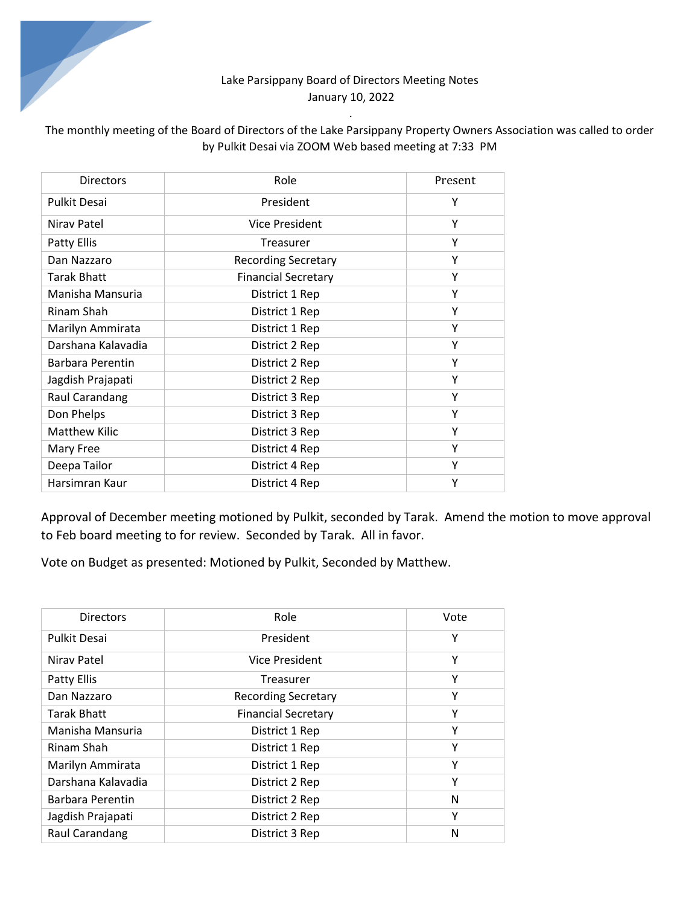Lake Parsippany Board of Directors Meeting Notes
January 10, 2022

.

The monthly meeting of the Board of Directors of the Lake Parsippany Property Owners Association was called to order by Pulkit Desai via ZOOM Web based meeting at 7:33 PM

| Directors | Role | Present |
|---|---|---|
| Pulkit Desai | President | Y |
| Nirav Patel | Vice President | Y |
| Patty Ellis | Treasurer | Y |
| Dan Nazzaro | Recording Secretary | Y |
| Tarak Bhatt | Financial Secretary | Y |
| Manisha Mansuria | District 1 Rep | Y |
| Rinam Shah | District 1 Rep | Y |
| Marilyn Ammirata | District 1 Rep | Y |
| Darshana Kalavadia | District 2 Rep | Y |
| Barbara Perentin | District 2 Rep | Y |
| Jagdish Prajapati | District 2 Rep | Y |
| Raul Carandang | District 3 Rep | Y |
| Don Phelps | District 3 Rep | Y |
| Matthew Kilic | District 3 Rep | Y |
| Mary Free | District 4 Rep | Y |
| Deepa Tailor | District 4 Rep | Y |
| Harsimran Kaur | District 4 Rep | Y |

Approval of December meeting motioned by Pulkit, seconded by Tarak. Amend the motion to move approval to Feb board meeting to for review. Seconded by Tarak. All in favor.

Vote on Budget as presented: Motioned by Pulkit, Seconded by Matthew.

| Directors | Role | Vote |
|---|---|---|
| Pulkit Desai | President | Y |
| Nirav Patel | Vice President | Y |
| Patty Ellis | Treasurer | Y |
| Dan Nazzaro | Recording Secretary | Y |
| Tarak Bhatt | Financial Secretary | Y |
| Manisha Mansuria | District 1 Rep | Y |
| Rinam Shah | District 1 Rep | Y |
| Marilyn Ammirata | District 1 Rep | Y |
| Darshana Kalavadia | District 2 Rep | Y |
| Barbara Perentin | District 2 Rep | N |
| Jagdish Prajapati | District 2 Rep | Y |
| Raul Carandang | District 3 Rep | N |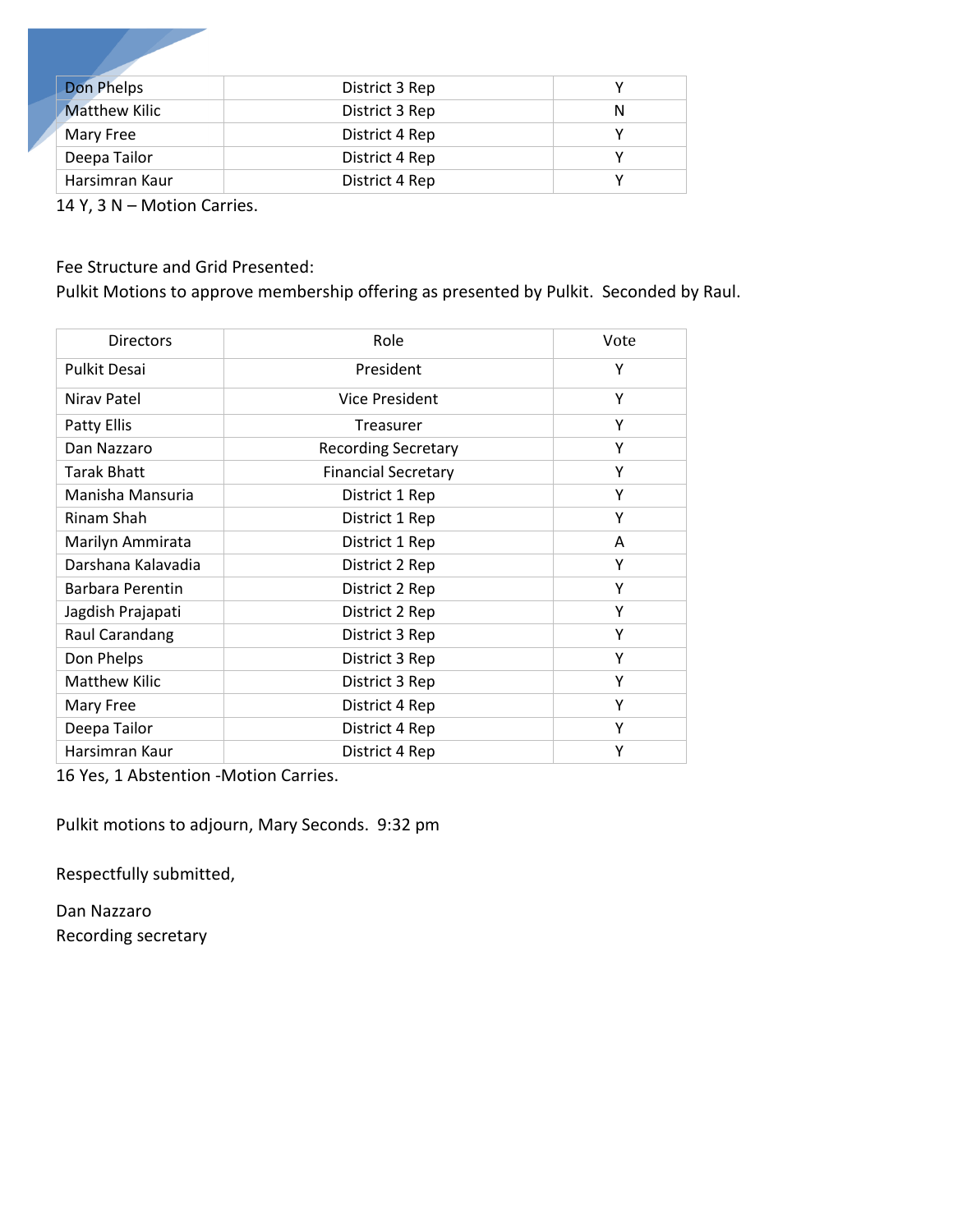| | | |
|---|---|---|
| Don Phelps | District 3 Rep | Y |
| Matthew Kilic | District 3 Rep | N |
| Mary Free | District 4 Rep | Y |
| Deepa Tailor | District 4 Rep | Y |
| Harsimran Kaur | District 4 Rep | Y |

14 Y, 3 N – Motion Carries.

Fee Structure and Grid Presented:
Pulkit Motions to approve membership offering as presented by Pulkit. Seconded by Raul.

| Directors | Role | Vote |
|---|---|---|
| Pulkit Desai | President | Y |
| Nirav Patel | Vice President | Y |
| Patty Ellis | Treasurer | Y |
| Dan Nazzaro | Recording Secretary | Y |
| Tarak Bhatt | Financial Secretary | Y |
| Manisha Mansuria | District 1 Rep | Y |
| Rinam Shah | District 1 Rep | Y |
| Marilyn Ammirata | District 1 Rep | A |
| Darshana Kalavadia | District 2 Rep | Y |
| Barbara Perentin | District 2 Rep | Y |
| Jagdish Prajapati | District 2 Rep | Y |
| Raul Carandang | District 3 Rep | Y |
| Don Phelps | District 3 Rep | Y |
| Matthew Kilic | District 3 Rep | Y |
| Mary Free | District 4 Rep | Y |
| Deepa Tailor | District 4 Rep | Y |
| Harsimran Kaur | District 4 Rep | Y |

16 Yes, 1 Abstention -Motion Carries.

Pulkit motions to adjourn, Mary Seconds. 9:32 pm

Respectfully submitted,

Dan Nazzaro
Recording secretary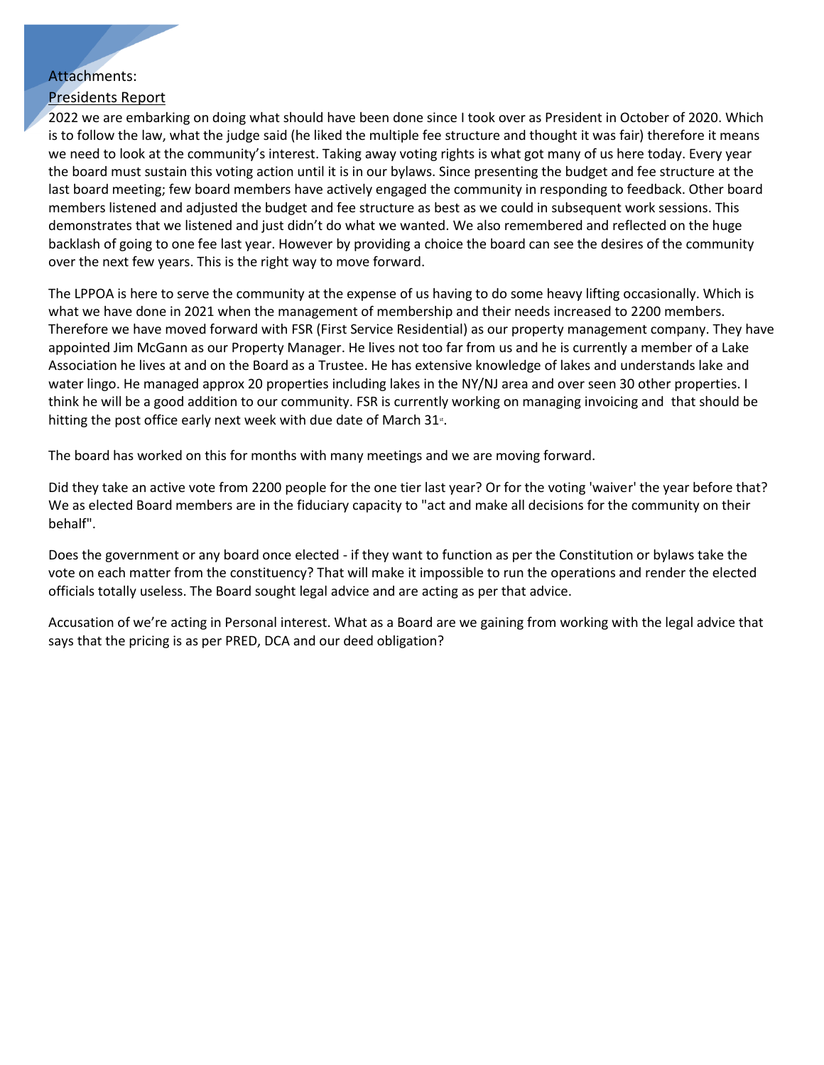Attachments:

## Presidents Report

2022 we are embarking on doing what should have been done since I took over as President in October of 2020. Which is to follow the law, what the judge said (he liked the multiple fee structure and thought it was fair) therefore it means we need to look at the community's interest. Taking away voting rights is what got many of us here today. Every year the board must sustain this voting action until it is in our bylaws. Since presenting the budget and fee structure at the last board meeting; few board members have actively engaged the community in responding to feedback. Other board members listened and adjusted the budget and fee structure as best as we could in subsequent work sessions. This demonstrates that we listened and just didn't do what we wanted. We also remembered and reflected on the huge backlash of going to one fee last year. However by providing a choice the board can see the desires of the community over the next few years. This is the right way to move forward.

The LPPOA is here to serve the community at the expense of us having to do some heavy lifting occasionally. Which is what we have done in 2021 when the management of membership and their needs increased to 2200 members. Therefore we have moved forward with FSR (First Service Residential) as our property management company. They have appointed Jim McGann as our Property Manager. He lives not too far from us and he is currently a member of a Lake Association he lives at and on the Board as a Trustee. He has extensive knowledge of lakes and understands lake and water lingo. He managed approx 20 properties including lakes in the NY/NJ area and over seen 30 other properties. I think he will be a good addition to our community. FSR is currently working on managing invoicing and that should be hitting the post office early next week with due date of March 31st.

The board has worked on this for months with many meetings and we are moving forward.

Did they take an active vote from 2200 people for the one tier last year? Or for the voting 'waiver' the year before that? We as elected Board members are in the fiduciary capacity to "act and make all decisions for the community on their behalf".

Does the government or any board once elected - if they want to function as per the Constitution or bylaws take the vote on each matter from the constituency? That will make it impossible to run the operations and render the elected officials totally useless. The Board sought legal advice and are acting as per that advice.

Accusation of we're acting in Personal interest. What as a Board are we gaining from working with the legal advice that says that the pricing is as per PRED, DCA and our deed obligation?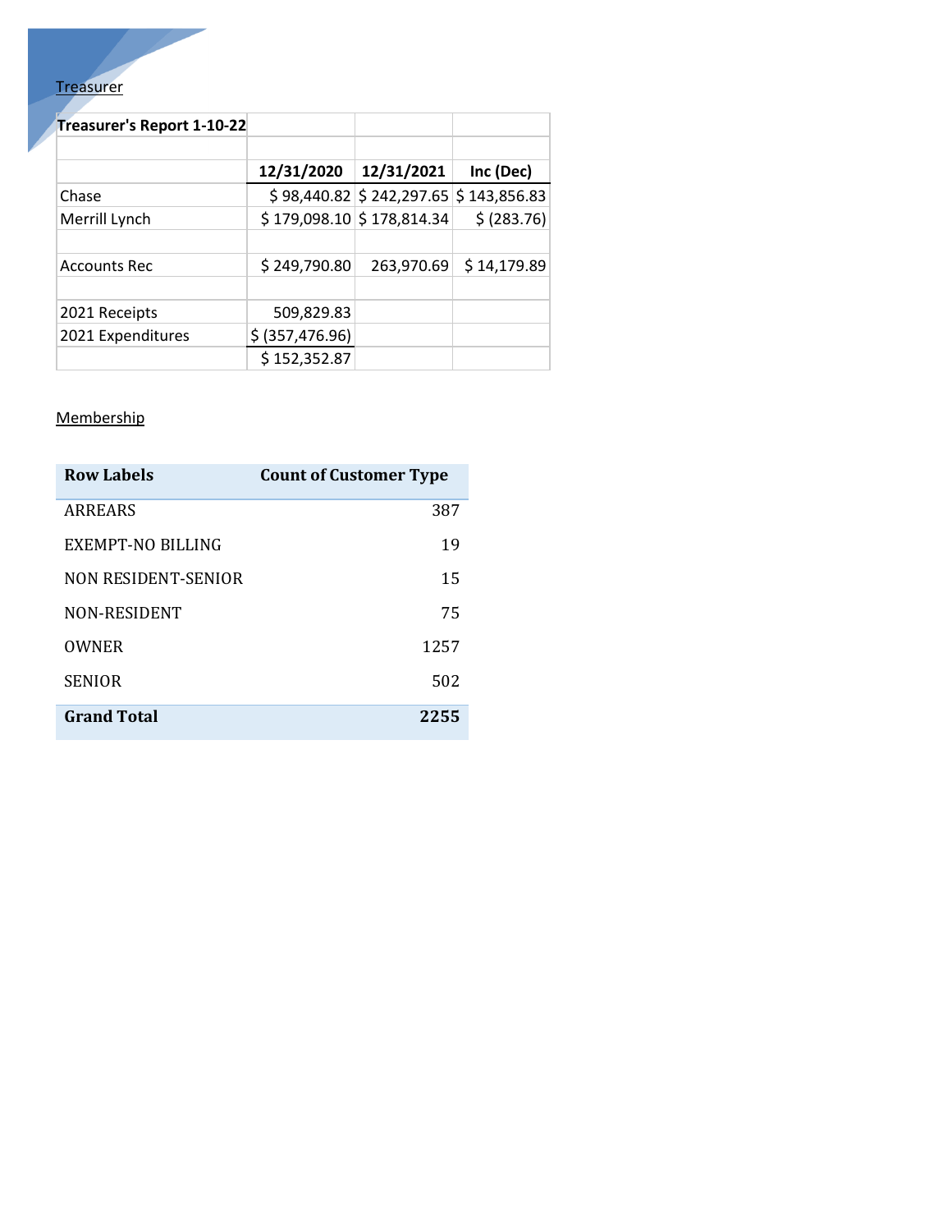Treasurer

| Treasurer's Report 1-10-22 | | | |
|---|---|---|---|
| | | | |
| | 12/31/2020 | 12/31/2021 | Inc (Dec) |
| Chase | $ 98,440.82 | $ 242,297.65 | $ 143,856.83 |
| Merrill Lynch | $ 179,098.10 | $ 178,814.34 | $ (283.76) |
| | | | |
| Accounts Rec | $ 249,790.80 | 263,970.69 | $ 14,179.89 |
| | | | |
| 2021 Receipts | 509,829.83 | | |
| 2021 Expenditures | $ (357,476.96) | | |
| | $ 152,352.87 | | |

Membership

| Row Labels | Count of Customer Type |
|---|---|
| ARREARS | 387 |
| EXEMPT-NO BILLING | 19 |
| NON RESIDENT-SENIOR | 15 |
| NON-RESIDENT | 75 |
| OWNER | 1257 |
| SENIOR | 502 |
| **Grand Total** | **2255** |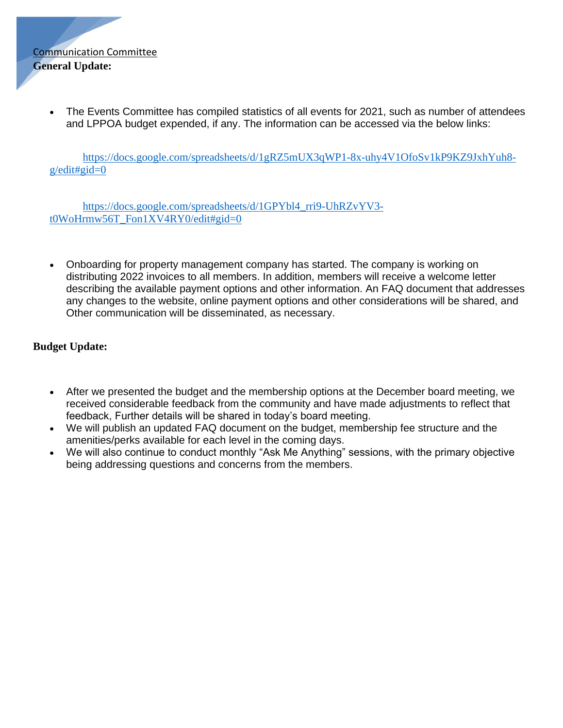Communication Committee

**General Update:**

- The Events Committee has compiled statistics of all events for 2021, such as number of attendees and LPPOA budget expended, if any. The information can be accessed via the below links:

  https://docs.google.com/spreadsheets/d/1gRZ5mUX3qWP1-8x-uhy4V1OfoSv1kP9KZ9JxhYuh8-g/edit#gid=0

  https://docs.google.com/spreadsheets/d/1GPYbl4_rri9-UhRZvYV3-t0WoHrmw56T_Fon1XV4RY0/edit#gid=0

- Onboarding for property management company has started. The company is working on distributing 2022 invoices to all members. In addition, members will receive a welcome letter describing the available payment options and other information. An FAQ document that addresses any changes to the website, online payment options and other considerations will be shared, and Other communication will be disseminated, as necessary.

**Budget Update:**

- After we presented the budget and the membership options at the December board meeting, we received considerable feedback from the community and have made adjustments to reflect that feedback, Further details will be shared in today's board meeting.
- We will publish an updated FAQ document on the budget, membership fee structure and the amenities/perks available for each level in the coming days.
- We will also continue to conduct monthly "Ask Me Anything" sessions, with the primary objective being addressing questions and concerns from the members.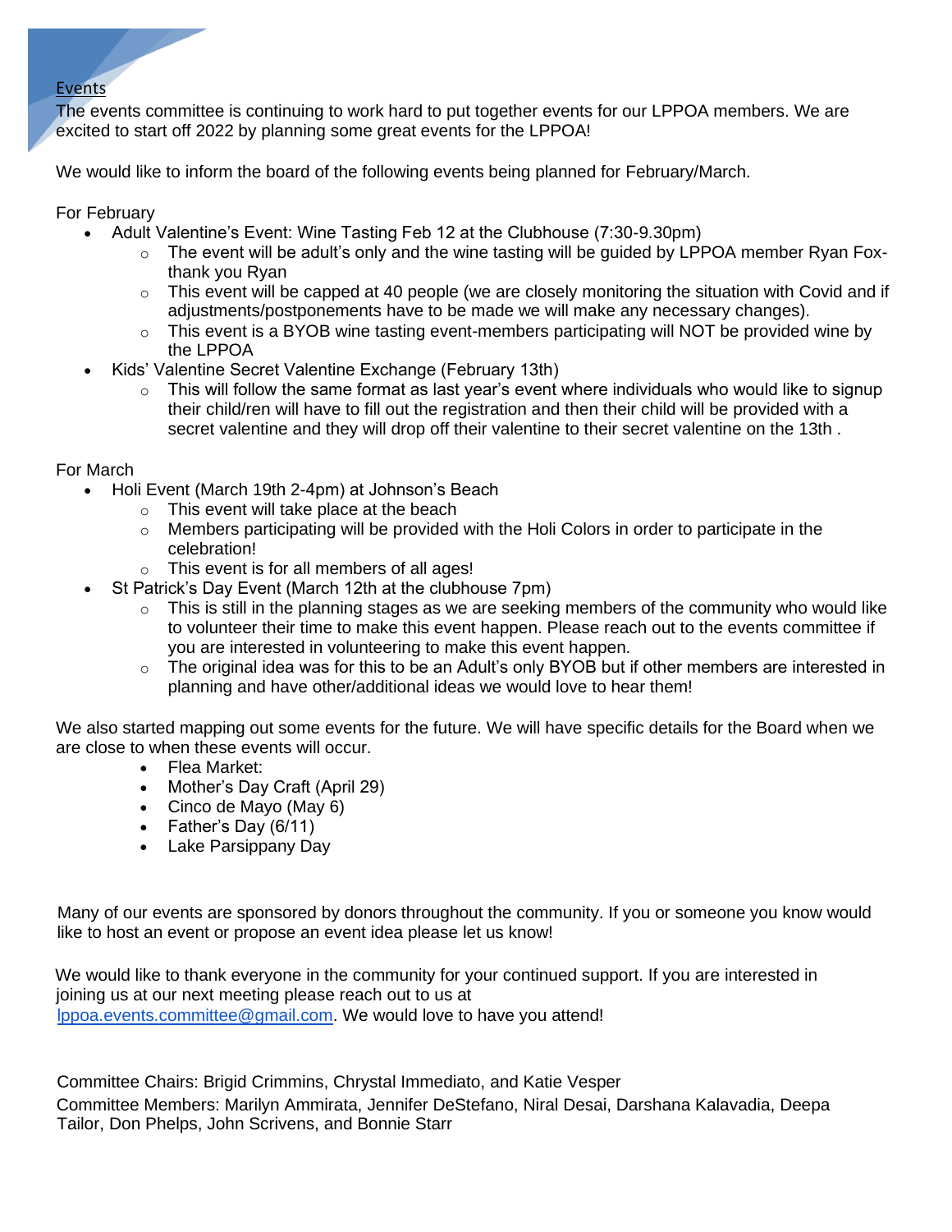## Events

The events committee is continuing to work hard to put together events for our LPPOA members. We are excited to start off 2022 by planning some great events for the LPPOA!

We would like to inform the board of the following events being planned for February/March.

For February

- Adult Valentine's Event: Wine Tasting Feb 12 at the Clubhouse (7:30-9.30pm)
  - The event will be adult's only and the wine tasting will be guided by LPPOA member Ryan Fox-thank you Ryan
  - This event will be capped at 40 people (we are closely monitoring the situation with Covid and if adjustments/postponements have to be made we will make any necessary changes).
  - This event is a BYOB wine tasting event-members participating will NOT be provided wine by the LPPOA
- Kids' Valentine Secret Valentine Exchange (February 13th)
  - This will follow the same format as last year's event where individuals who would like to signup their child/ren will have to fill out the registration and then their child will be provided with a secret valentine and they will drop off their valentine to their secret valentine on the 13th .

For March

- Holi Event (March 19th 2-4pm) at Johnson's Beach
  - This event will take place at the beach
  - Members participating will be provided with the Holi Colors in order to participate in the celebration!
  - This event is for all members of all ages!
- St Patrick's Day Event (March 12th at the clubhouse 7pm)
  - This is still in the planning stages as we are seeking members of the community who would like to volunteer their time to make this event happen. Please reach out to the events committee if you are interested in volunteering to make this event happen.
  - The original idea was for this to be an Adult's only BYOB but if other members are interested in planning and have other/additional ideas we would love to hear them!

We also started mapping out some events for the future. We will have specific details for the Board when we are close to when these events will occur.

- Flea Market:
- Mother's Day Craft (April 29)
- Cinco de Mayo (May 6)
- Father's Day (6/11)
- Lake Parsippany Day

Many of our events are sponsored by donors throughout the community. If you or someone you know would like to host an event or propose an event idea please let us know!

We would like to thank everyone in the community for your continued support. If you are interested in joining us at our next meeting please reach out to us at lppoa.events.committee@gmail.com. We would love to have you attend!

Committee Chairs: Brigid Crimmins, Chrystal Immediato, and Katie Vesper

Committee Members: Marilyn Ammirata, Jennifer DeStefano, Niral Desai, Darshana Kalavadia, Deepa Tailor, Don Phelps, John Scrivens, and Bonnie Starr